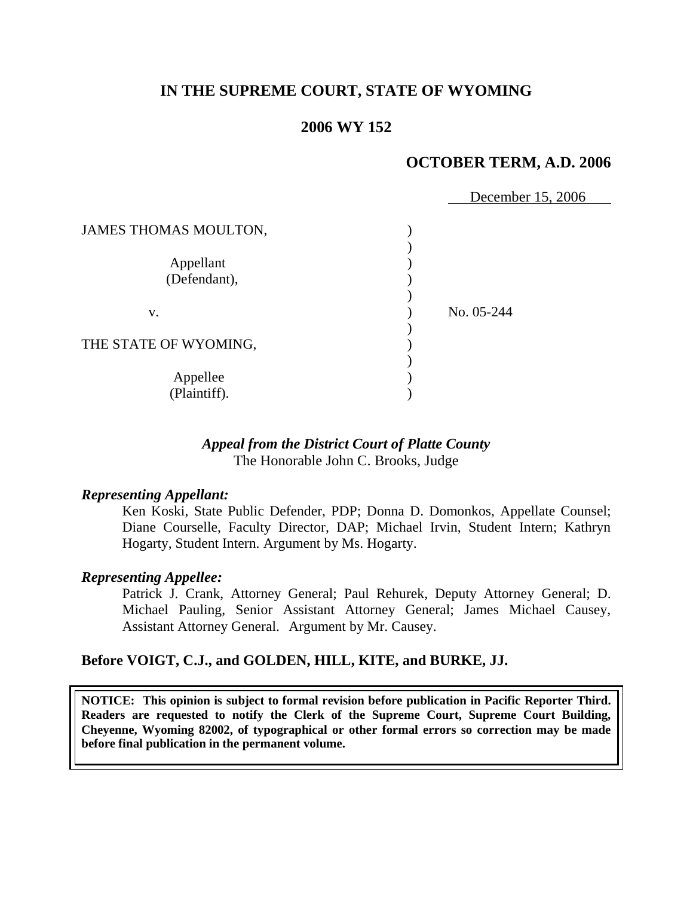**IN THE SUPREME COURT, STATE OF WYOMING**

**2006 WY 152**

**OCTOBER TERM, A.D. 2006**

December 15, 2006

JAMES THOMAS MOULTON,

Appellant (Defendant),

v.

No. 05-244

THE STATE OF WYOMING,

Appellee (Plaintiff).

***Appeal from the District Court of Platte County***
The Honorable John C. Brooks, Judge

***Representing Appellant:***

Ken Koski, State Public Defender, PDP; Donna D. Domonkos, Appellate Counsel; Diane Courselle, Faculty Director, DAP; Michael Irvin, Student Intern; Kathryn Hogarty, Student Intern. Argument by Ms. Hogarty.

***Representing Appellee:***

Patrick J. Crank, Attorney General; Paul Rehurek, Deputy Attorney General; D. Michael Pauling, Senior Assistant Attorney General; James Michael Causey, Assistant Attorney General. Argument by Mr. Causey.

**Before VOIGT, C.J., and GOLDEN, HILL, KITE, and BURKE, JJ.**

**NOTICE: This opinion is subject to formal revision before publication in Pacific Reporter Third. Readers are requested to notify the Clerk of the Supreme Court, Supreme Court Building, Cheyenne, Wyoming 82002, of typographical or other formal errors so correction may be made before final publication in the permanent volume.**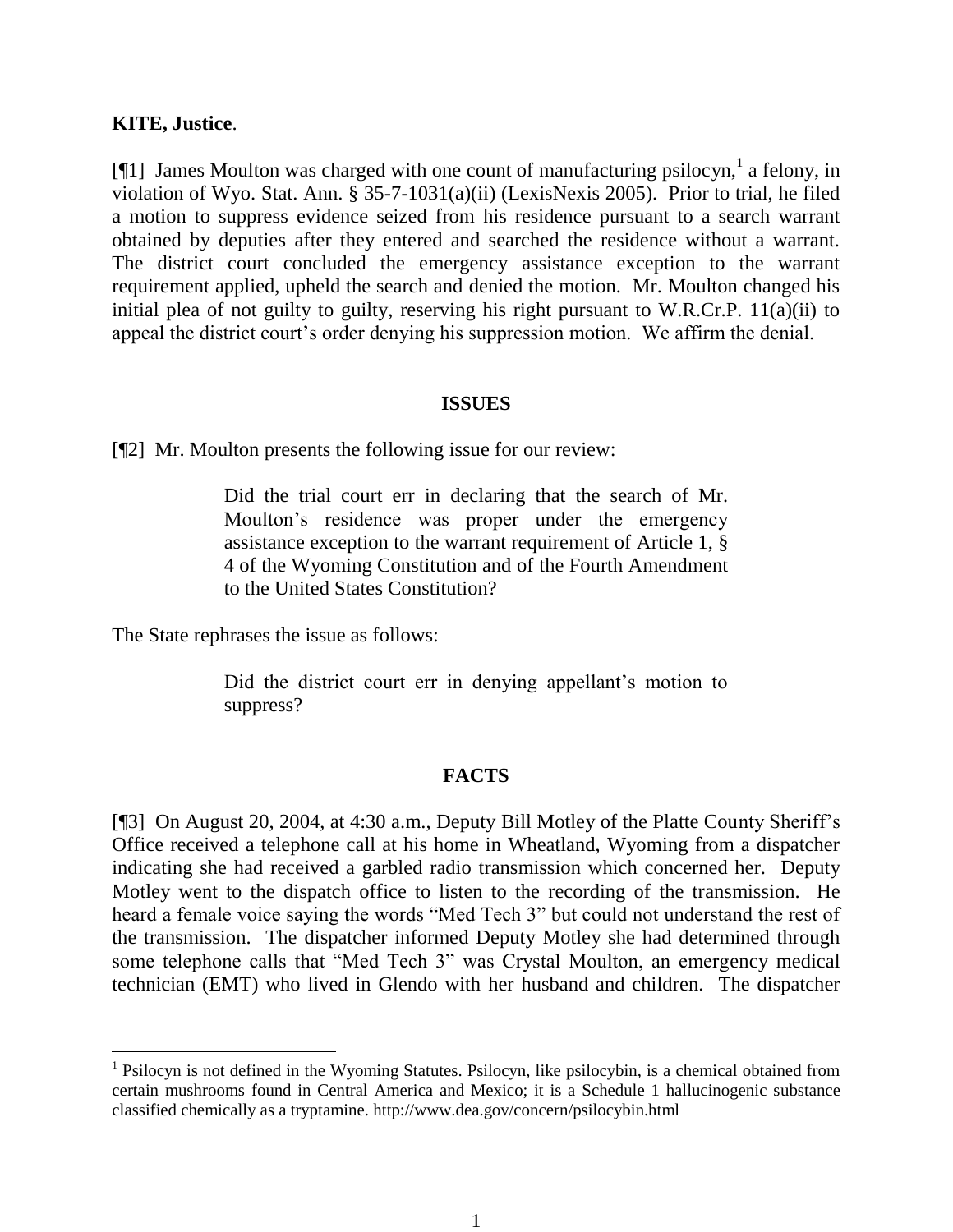**KITE, Justice**.

[¶1] James Moulton was charged with one count of manufacturing psilocyn,[1] a felony, in violation of Wyo. Stat. Ann. § 35-7-1031(a)(ii) (LexisNexis 2005). Prior to trial, he filed a motion to suppress evidence seized from his residence pursuant to a search warrant obtained by deputies after they entered and searched the residence without a warrant. The district court concluded the emergency assistance exception to the warrant requirement applied, upheld the search and denied the motion. Mr. Moulton changed his initial plea of not guilty to guilty, reserving his right pursuant to W.R.Cr.P. 11(a)(ii) to appeal the district court's order denying his suppression motion. We affirm the denial.

## ISSUES

[¶2] Mr. Moulton presents the following issue for our review:

> Did the trial court err in declaring that the search of Mr. Moulton's residence was proper under the emergency assistance exception to the warrant requirement of Article 1, § 4 of the Wyoming Constitution and of the Fourth Amendment to the United States Constitution?

The State rephrases the issue as follows:

> Did the district court err in denying appellant's motion to suppress?

## FACTS

[¶3] On August 20, 2004, at 4:30 a.m., Deputy Bill Motley of the Platte County Sheriff's Office received a telephone call at his home in Wheatland, Wyoming from a dispatcher indicating she had received a garbled radio transmission which concerned her. Deputy Motley went to the dispatch office to listen to the recording of the transmission. He heard a female voice saying the words "Med Tech 3" but could not understand the rest of the transmission. The dispatcher informed Deputy Motley she had determined through some telephone calls that "Med Tech 3" was Crystal Moulton, an emergency medical technician (EMT) who lived in Glendo with her husband and children. The dispatcher

---

[1] Psilocyn is not defined in the Wyoming Statutes. Psilocyn, like psilocybin, is a chemical obtained from certain mushrooms found in Central America and Mexico; it is a Schedule 1 hallucinogenic substance classified chemically as a tryptamine. http://www.dea.gov/concern/psilocybin.html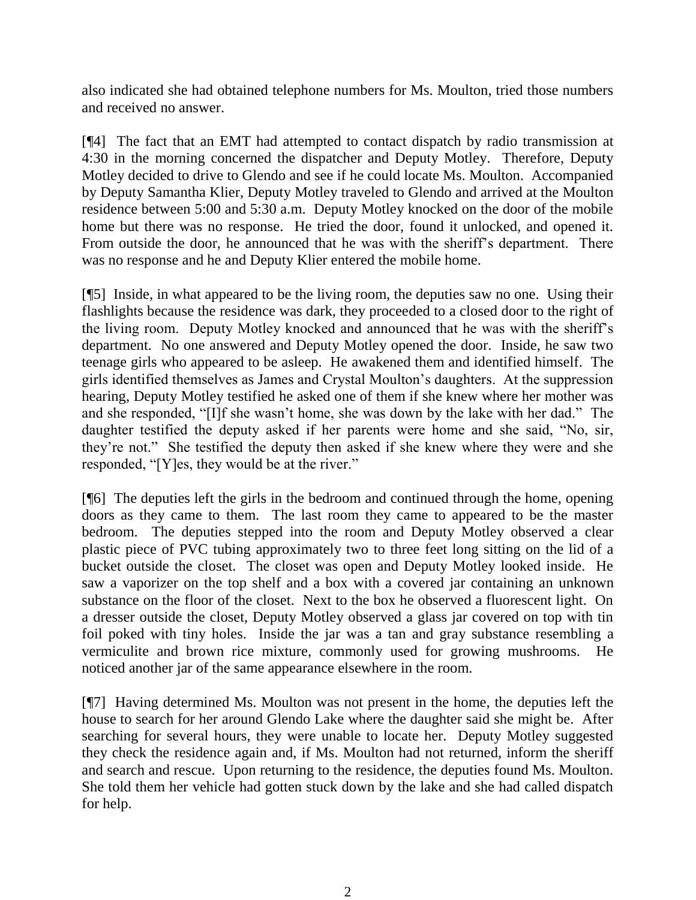also indicated she had obtained telephone numbers for Ms. Moulton, tried those numbers and received no answer.

[¶4] The fact that an EMT had attempted to contact dispatch by radio transmission at 4:30 in the morning concerned the dispatcher and Deputy Motley. Therefore, Deputy Motley decided to drive to Glendo and see if he could locate Ms. Moulton. Accompanied by Deputy Samantha Klier, Deputy Motley traveled to Glendo and arrived at the Moulton residence between 5:00 and 5:30 a.m. Deputy Motley knocked on the door of the mobile home but there was no response. He tried the door, found it unlocked, and opened it. From outside the door, he announced that he was with the sheriff's department. There was no response and he and Deputy Klier entered the mobile home.

[¶5] Inside, in what appeared to be the living room, the deputies saw no one. Using their flashlights because the residence was dark, they proceeded to a closed door to the right of the living room. Deputy Motley knocked and announced that he was with the sheriff's department. No one answered and Deputy Motley opened the door. Inside, he saw two teenage girls who appeared to be asleep. He awakened them and identified himself. The girls identified themselves as James and Crystal Moulton's daughters. At the suppression hearing, Deputy Motley testified he asked one of them if she knew where her mother was and she responded, "[I]f she wasn't home, she was down by the lake with her dad." The daughter testified the deputy asked if her parents were home and she said, "No, sir, they're not." She testified the deputy then asked if she knew where they were and she responded, "[Y]es, they would be at the river."

[¶6] The deputies left the girls in the bedroom and continued through the home, opening doors as they came to them. The last room they came to appeared to be the master bedroom. The deputies stepped into the room and Deputy Motley observed a clear plastic piece of PVC tubing approximately two to three feet long sitting on the lid of a bucket outside the closet. The closet was open and Deputy Motley looked inside. He saw a vaporizer on the top shelf and a box with a covered jar containing an unknown substance on the floor of the closet. Next to the box he observed a fluorescent light. On a dresser outside the closet, Deputy Motley observed a glass jar covered on top with tin foil poked with tiny holes. Inside the jar was a tan and gray substance resembling a vermiculite and brown rice mixture, commonly used for growing mushrooms. He noticed another jar of the same appearance elsewhere in the room.

[¶7] Having determined Ms. Moulton was not present in the home, the deputies left the house to search for her around Glendo Lake where the daughter said she might be. After searching for several hours, they were unable to locate her. Deputy Motley suggested they check the residence again and, if Ms. Moulton had not returned, inform the sheriff and search and rescue. Upon returning to the residence, the deputies found Ms. Moulton. She told them her vehicle had gotten stuck down by the lake and she had called dispatch for help.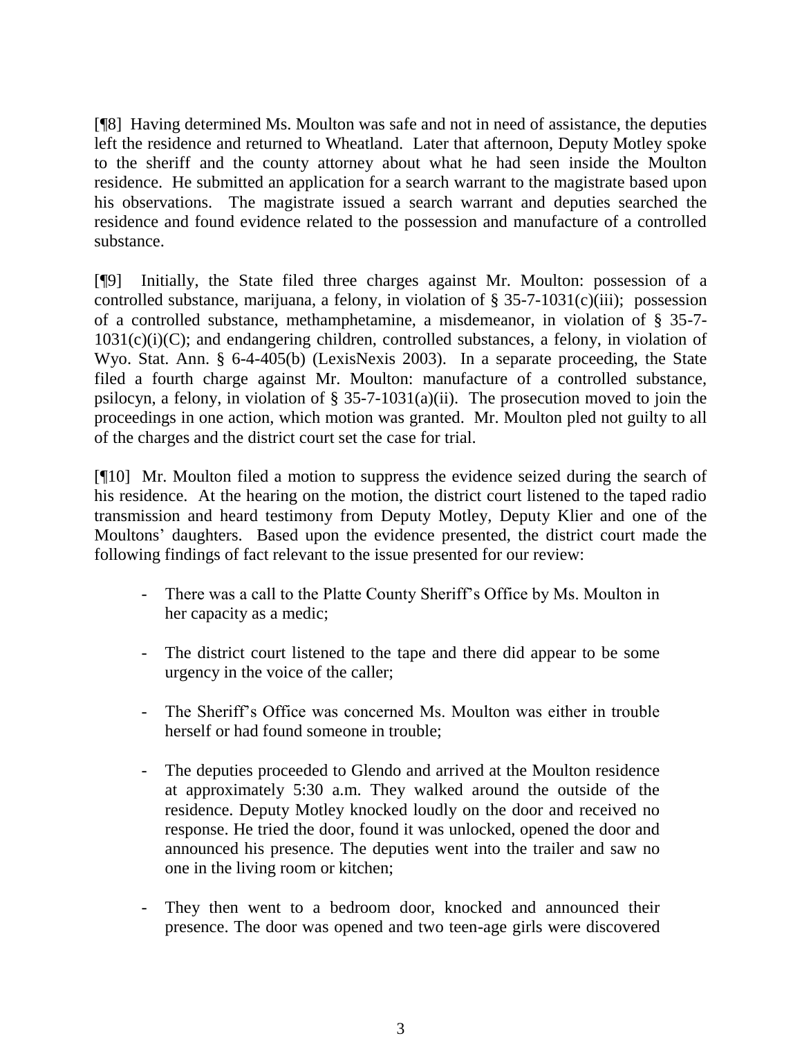[¶8] Having determined Ms. Moulton was safe and not in need of assistance, the deputies left the residence and returned to Wheatland. Later that afternoon, Deputy Motley spoke to the sheriff and the county attorney about what he had seen inside the Moulton residence. He submitted an application for a search warrant to the magistrate based upon his observations. The magistrate issued a search warrant and deputies searched the residence and found evidence related to the possession and manufacture of a controlled substance.

[¶9] Initially, the State filed three charges against Mr. Moulton: possession of a controlled substance, marijuana, a felony, in violation of § 35-7-1031(c)(iii); possession of a controlled substance, methamphetamine, a misdemeanor, in violation of § 35-7-1031(c)(i)(C); and endangering children, controlled substances, a felony, in violation of Wyo. Stat. Ann. § 6-4-405(b) (LexisNexis 2003). In a separate proceeding, the State filed a fourth charge against Mr. Moulton: manufacture of a controlled substance, psilocyn, a felony, in violation of § 35-7-1031(a)(ii). The prosecution moved to join the proceedings in one action, which motion was granted. Mr. Moulton pled not guilty to all of the charges and the district court set the case for trial.

[¶10] Mr. Moulton filed a motion to suppress the evidence seized during the search of his residence. At the hearing on the motion, the district court listened to the taped radio transmission and heard testimony from Deputy Motley, Deputy Klier and one of the Moultons' daughters. Based upon the evidence presented, the district court made the following findings of fact relevant to the issue presented for our review:

- There was a call to the Platte County Sheriff's Office by Ms. Moulton in her capacity as a medic;
- The district court listened to the tape and there did appear to be some urgency in the voice of the caller;
- The Sheriff's Office was concerned Ms. Moulton was either in trouble herself or had found someone in trouble;
- The deputies proceeded to Glendo and arrived at the Moulton residence at approximately 5:30 a.m. They walked around the outside of the residence. Deputy Motley knocked loudly on the door and received no response. He tried the door, found it was unlocked, opened the door and announced his presence. The deputies went into the trailer and saw no one in the living room or kitchen;
- They then went to a bedroom door, knocked and announced their presence. The door was opened and two teen-age girls were discovered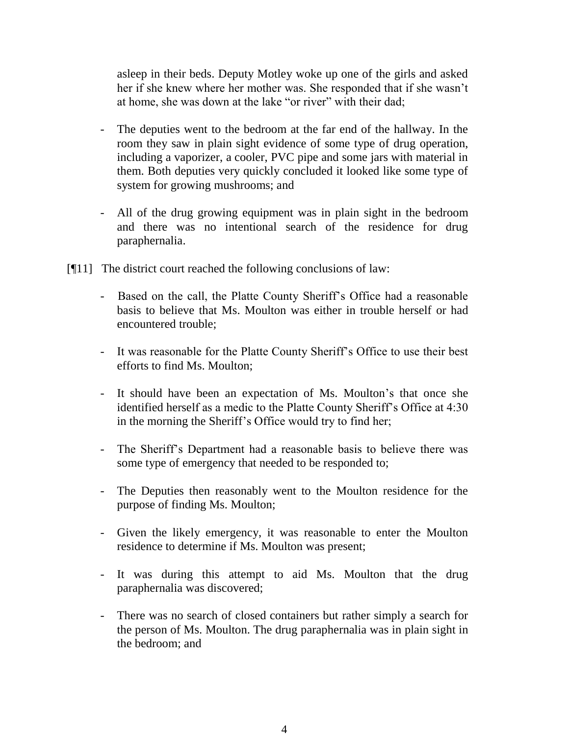asleep in their beds. Deputy Motley woke up one of the girls and asked her if she knew where her mother was. She responded that if she wasn't at home, she was down at the lake "or river" with their dad;

- The deputies went to the bedroom at the far end of the hallway. In the room they saw in plain sight evidence of some type of drug operation, including a vaporizer, a cooler, PVC pipe and some jars with material in them. Both deputies very quickly concluded it looked like some type of system for growing mushrooms; and

- All of the drug growing equipment was in plain sight in the bedroom and there was no intentional search of the residence for drug paraphernalia.

[¶11] The district court reached the following conclusions of law:

- Based on the call, the Platte County Sheriff's Office had a reasonable basis to believe that Ms. Moulton was either in trouble herself or had encountered trouble;

- It was reasonable for the Platte County Sheriff's Office to use their best efforts to find Ms. Moulton;

- It should have been an expectation of Ms. Moulton's that once she identified herself as a medic to the Platte County Sheriff's Office at 4:30 in the morning the Sheriff's Office would try to find her;

- The Sheriff's Department had a reasonable basis to believe there was some type of emergency that needed to be responded to;

- The Deputies then reasonably went to the Moulton residence for the purpose of finding Ms. Moulton;

- Given the likely emergency, it was reasonable to enter the Moulton residence to determine if Ms. Moulton was present;

- It was during this attempt to aid Ms. Moulton that the drug paraphernalia was discovered;

- There was no search of closed containers but rather simply a search for the person of Ms. Moulton. The drug paraphernalia was in plain sight in the bedroom; and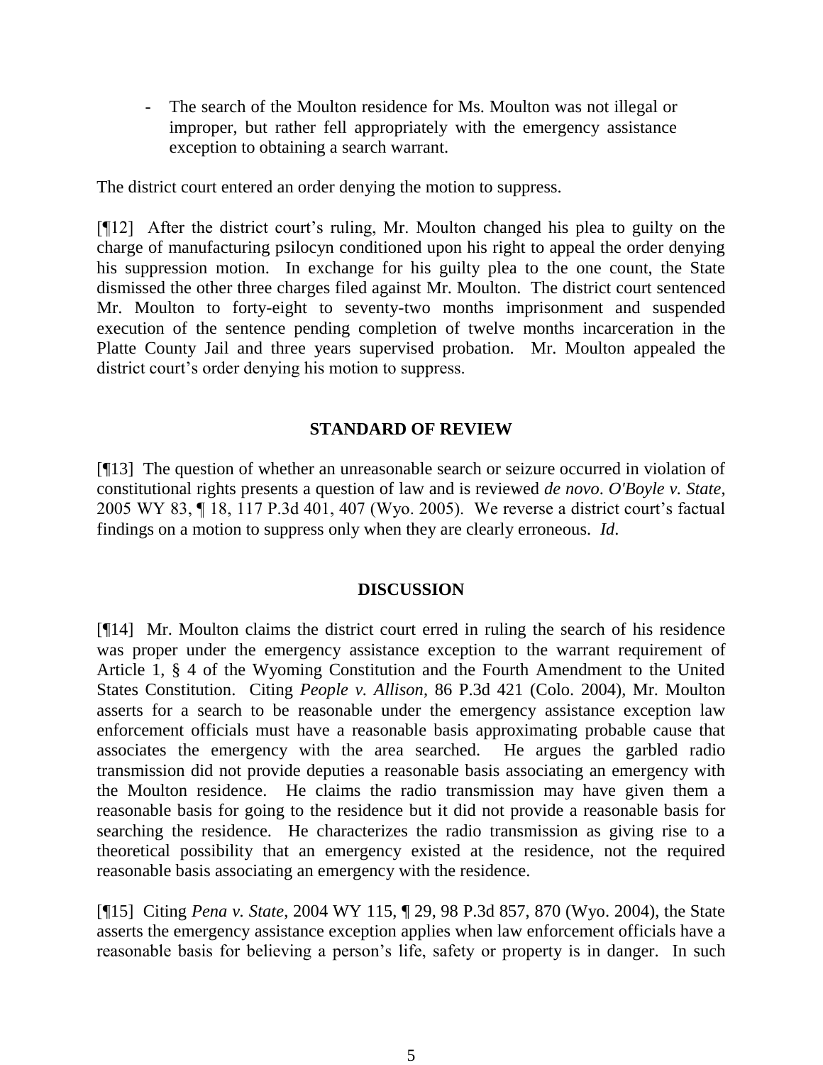- The search of the Moulton residence for Ms. Moulton was not illegal or improper, but rather fell appropriately with the emergency assistance exception to obtaining a search warrant.

The district court entered an order denying the motion to suppress.

[¶12] After the district court's ruling, Mr. Moulton changed his plea to guilty on the charge of manufacturing psilocyn conditioned upon his right to appeal the order denying his suppression motion. In exchange for his guilty plea to the one count, the State dismissed the other three charges filed against Mr. Moulton. The district court sentenced Mr. Moulton to forty-eight to seventy-two months imprisonment and suspended execution of the sentence pending completion of twelve months incarceration in the Platte County Jail and three years supervised probation. Mr. Moulton appealed the district court's order denying his motion to suppress.

## STANDARD OF REVIEW

[¶13] The question of whether an unreasonable search or seizure occurred in violation of constitutional rights presents a question of law and is reviewed *de novo*. *O'Boyle v. State*, 2005 WY 83, ¶ 18, 117 P.3d 401, 407 (Wyo. 2005). We reverse a district court's factual findings on a motion to suppress only when they are clearly erroneous. *Id.*

## DISCUSSION

[¶14] Mr. Moulton claims the district court erred in ruling the search of his residence was proper under the emergency assistance exception to the warrant requirement of Article 1, § 4 of the Wyoming Constitution and the Fourth Amendment to the United States Constitution. Citing *People v. Allison*, 86 P.3d 421 (Colo. 2004), Mr. Moulton asserts for a search to be reasonable under the emergency assistance exception law enforcement officials must have a reasonable basis approximating probable cause that associates the emergency with the area searched. He argues the garbled radio transmission did not provide deputies a reasonable basis associating an emergency with the Moulton residence. He claims the radio transmission may have given them a reasonable basis for going to the residence but it did not provide a reasonable basis for searching the residence. He characterizes the radio transmission as giving rise to a theoretical possibility that an emergency existed at the residence, not the required reasonable basis associating an emergency with the residence.

[¶15] Citing *Pena v. State*, 2004 WY 115, ¶ 29, 98 P.3d 857, 870 (Wyo. 2004), the State asserts the emergency assistance exception applies when law enforcement officials have a reasonable basis for believing a person's life, safety or property is in danger. In such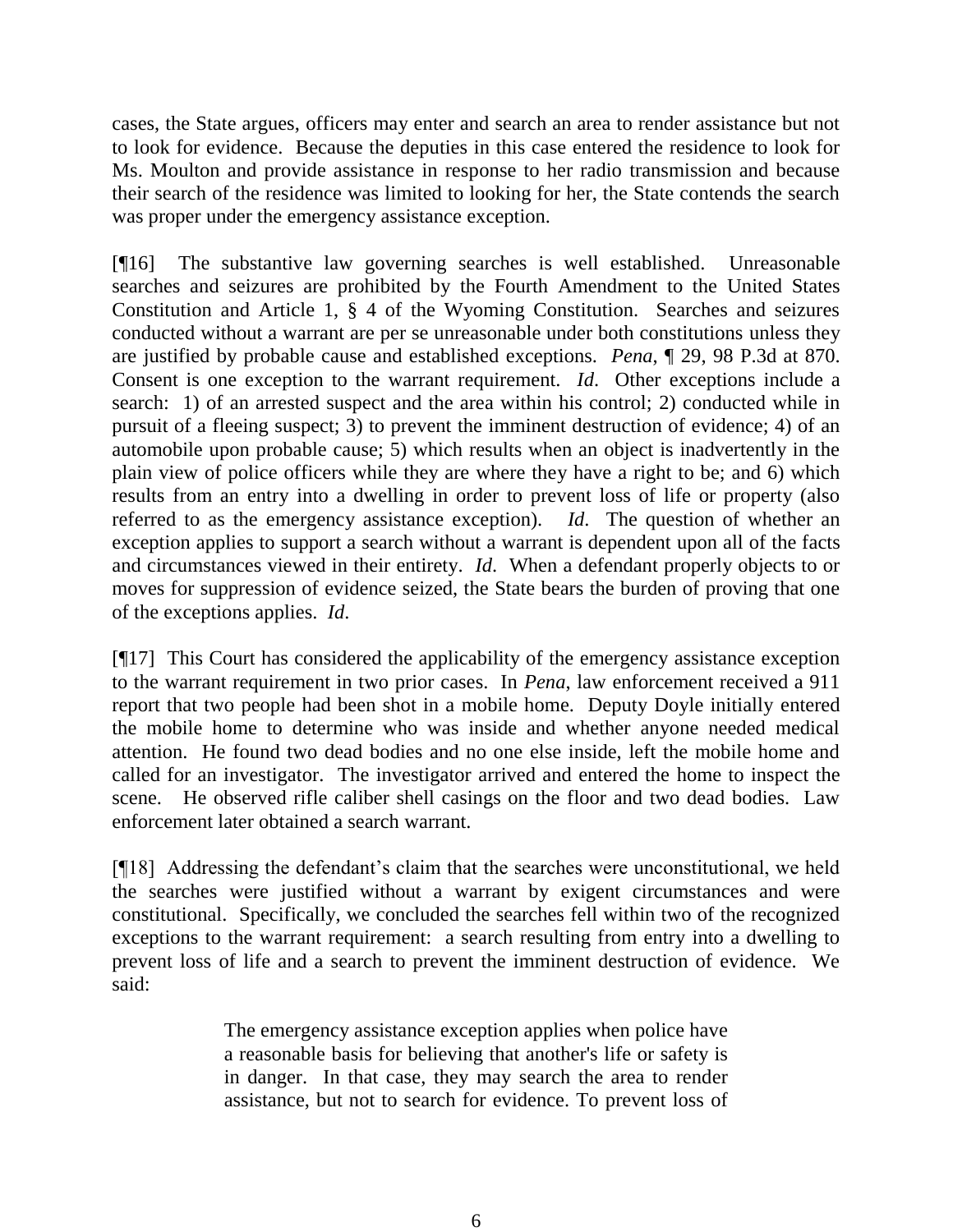cases, the State argues, officers may enter and search an area to render assistance but not to look for evidence. Because the deputies in this case entered the residence to look for Ms. Moulton and provide assistance in response to her radio transmission and because their search of the residence was limited to looking for her, the State contends the search was proper under the emergency assistance exception.

[¶16] The substantive law governing searches is well established. Unreasonable searches and seizures are prohibited by the Fourth Amendment to the United States Constitution and Article 1, § 4 of the Wyoming Constitution. Searches and seizures conducted without a warrant are per se unreasonable under both constitutions unless they are justified by probable cause and established exceptions. *Pena*, ¶ 29, 98 P.3d at 870. Consent is one exception to the warrant requirement. *Id*. Other exceptions include a search: 1) of an arrested suspect and the area within his control; 2) conducted while in pursuit of a fleeing suspect; 3) to prevent the imminent destruction of evidence; 4) of an automobile upon probable cause; 5) which results when an object is inadvertently in the plain view of police officers while they are where they have a right to be; and 6) which results from an entry into a dwelling in order to prevent loss of life or property (also referred to as the emergency assistance exception). *Id*. The question of whether an exception applies to support a search without a warrant is dependent upon all of the facts and circumstances viewed in their entirety. *Id*. When a defendant properly objects to or moves for suppression of evidence seized, the State bears the burden of proving that one of the exceptions applies. *Id*.

[¶17] This Court has considered the applicability of the emergency assistance exception to the warrant requirement in two prior cases. In *Pena*, law enforcement received a 911 report that two people had been shot in a mobile home. Deputy Doyle initially entered the mobile home to determine who was inside and whether anyone needed medical attention. He found two dead bodies and no one else inside, left the mobile home and called for an investigator. The investigator arrived and entered the home to inspect the scene. He observed rifle caliber shell casings on the floor and two dead bodies. Law enforcement later obtained a search warrant.

[¶18] Addressing the defendant's claim that the searches were unconstitutional, we held the searches were justified without a warrant by exigent circumstances and were constitutional. Specifically, we concluded the searches fell within two of the recognized exceptions to the warrant requirement: a search resulting from entry into a dwelling to prevent loss of life and a search to prevent the imminent destruction of evidence. We said:

> The emergency assistance exception applies when police have a reasonable basis for believing that another's life or safety is in danger. In that case, they may search the area to render assistance, but not to search for evidence. To prevent loss of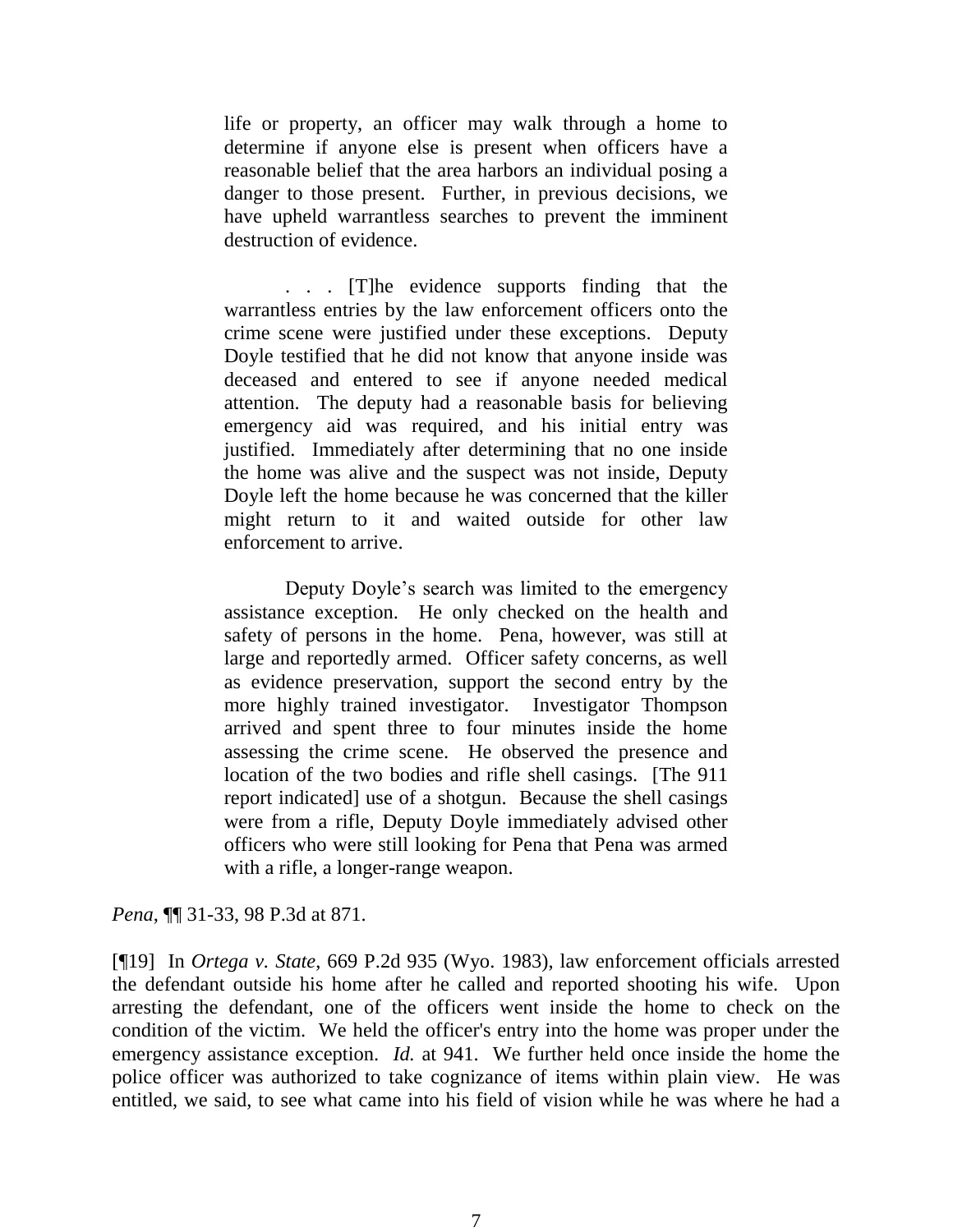> life or property, an officer may walk through a home to determine if anyone else is present when officers have a reasonable belief that the area harbors an individual posing a danger to those present. Further, in previous decisions, we have upheld warrantless searches to prevent the imminent destruction of evidence.
>
> . . . [T]he evidence supports finding that the warrantless entries by the law enforcement officers onto the crime scene were justified under these exceptions. Deputy Doyle testified that he did not know that anyone inside was deceased and entered to see if anyone needed medical attention. The deputy had a reasonable basis for believing emergency aid was required, and his initial entry was justified. Immediately after determining that no one inside the home was alive and the suspect was not inside, Deputy Doyle left the home because he was concerned that the killer might return to it and waited outside for other law enforcement to arrive.
>
> Deputy Doyle's search was limited to the emergency assistance exception. He only checked on the health and safety of persons in the home. Pena, however, was still at large and reportedly armed. Officer safety concerns, as well as evidence preservation, support the second entry by the more highly trained investigator. Investigator Thompson arrived and spent three to four minutes inside the home assessing the crime scene. He observed the presence and location of the two bodies and rifle shell casings. [The 911 report indicated] use of a shotgun. Because the shell casings were from a rifle, Deputy Doyle immediately advised other officers who were still looking for Pena that Pena was armed with a rifle, a longer-range weapon.

*Pena*, ¶¶ 31-33, 98 P.3d at 871.

[¶19] In *Ortega v. State*, 669 P.2d 935 (Wyo. 1983), law enforcement officials arrested the defendant outside his home after he called and reported shooting his wife. Upon arresting the defendant, one of the officers went inside the home to check on the condition of the victim. We held the officer's entry into the home was proper under the emergency assistance exception. *Id.* at 941. We further held once inside the home the police officer was authorized to take cognizance of items within plain view. He was entitled, we said, to see what came into his field of vision while he was where he had a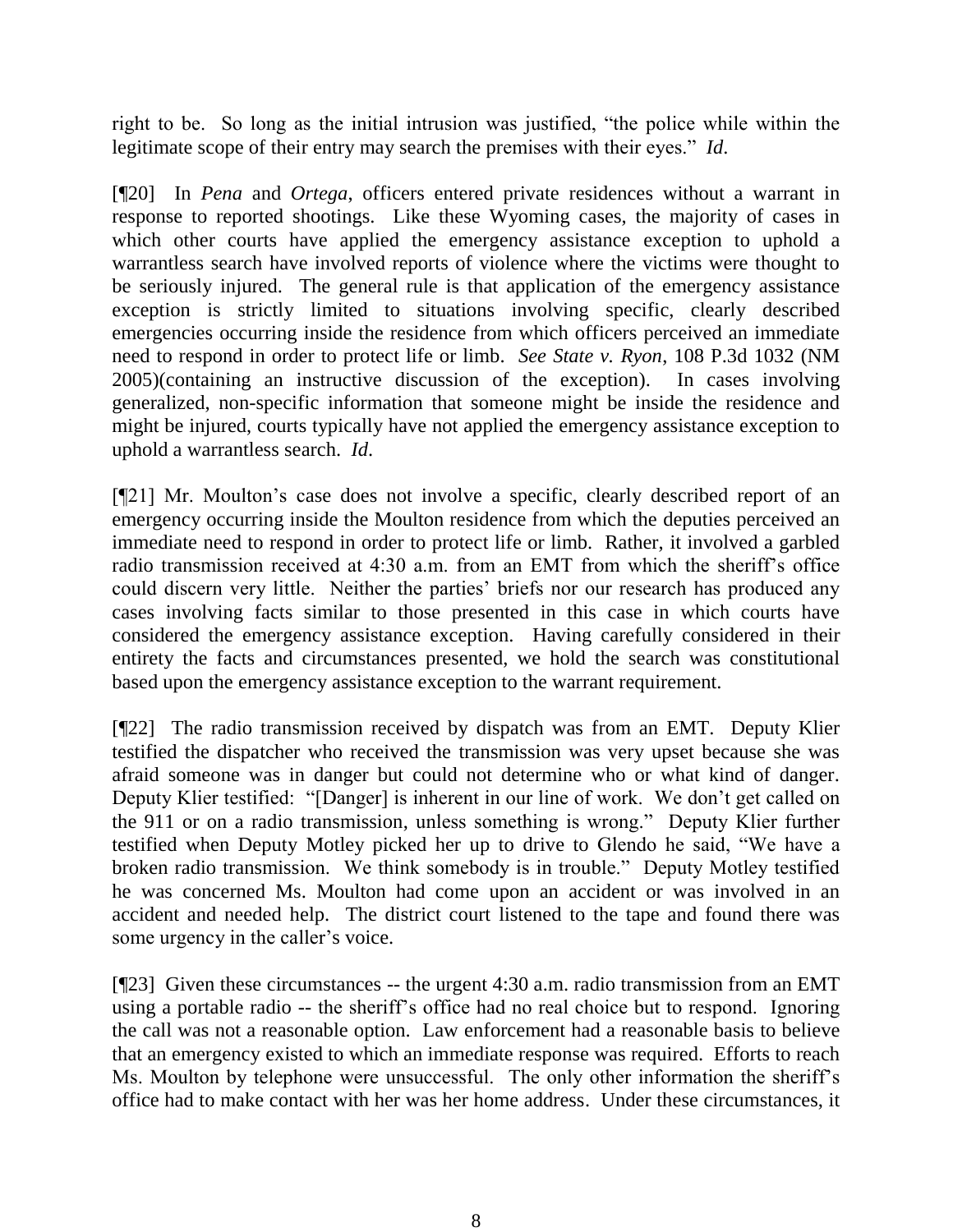right to be. So long as the initial intrusion was justified, "the police while within the legitimate scope of their entry may search the premises with their eyes." *Id*.

[¶20] In *Pena* and *Ortega*, officers entered private residences without a warrant in response to reported shootings. Like these Wyoming cases, the majority of cases in which other courts have applied the emergency assistance exception to uphold a warrantless search have involved reports of violence where the victims were thought to be seriously injured. The general rule is that application of the emergency assistance exception is strictly limited to situations involving specific, clearly described emergencies occurring inside the residence from which officers perceived an immediate need to respond in order to protect life or limb. *See State v. Ryon*, 108 P.3d 1032 (NM 2005)(containing an instructive discussion of the exception). In cases involving generalized, non-specific information that someone might be inside the residence and might be injured, courts typically have not applied the emergency assistance exception to uphold a warrantless search. *Id*.

[¶21] Mr. Moulton's case does not involve a specific, clearly described report of an emergency occurring inside the Moulton residence from which the deputies perceived an immediate need to respond in order to protect life or limb. Rather, it involved a garbled radio transmission received at 4:30 a.m. from an EMT from which the sheriff's office could discern very little. Neither the parties' briefs nor our research has produced any cases involving facts similar to those presented in this case in which courts have considered the emergency assistance exception. Having carefully considered in their entirety the facts and circumstances presented, we hold the search was constitutional based upon the emergency assistance exception to the warrant requirement.

[¶22] The radio transmission received by dispatch was from an EMT. Deputy Klier testified the dispatcher who received the transmission was very upset because she was afraid someone was in danger but could not determine who or what kind of danger. Deputy Klier testified: "[Danger] is inherent in our line of work. We don't get called on the 911 or on a radio transmission, unless something is wrong." Deputy Klier further testified when Deputy Motley picked her up to drive to Glendo he said, "We have a broken radio transmission. We think somebody is in trouble." Deputy Motley testified he was concerned Ms. Moulton had come upon an accident or was involved in an accident and needed help. The district court listened to the tape and found there was some urgency in the caller's voice.

[¶23] Given these circumstances -- the urgent 4:30 a.m. radio transmission from an EMT using a portable radio -- the sheriff's office had no real choice but to respond. Ignoring the call was not a reasonable option. Law enforcement had a reasonable basis to believe that an emergency existed to which an immediate response was required. Efforts to reach Ms. Moulton by telephone were unsuccessful. The only other information the sheriff's office had to make contact with her was her home address. Under these circumstances, it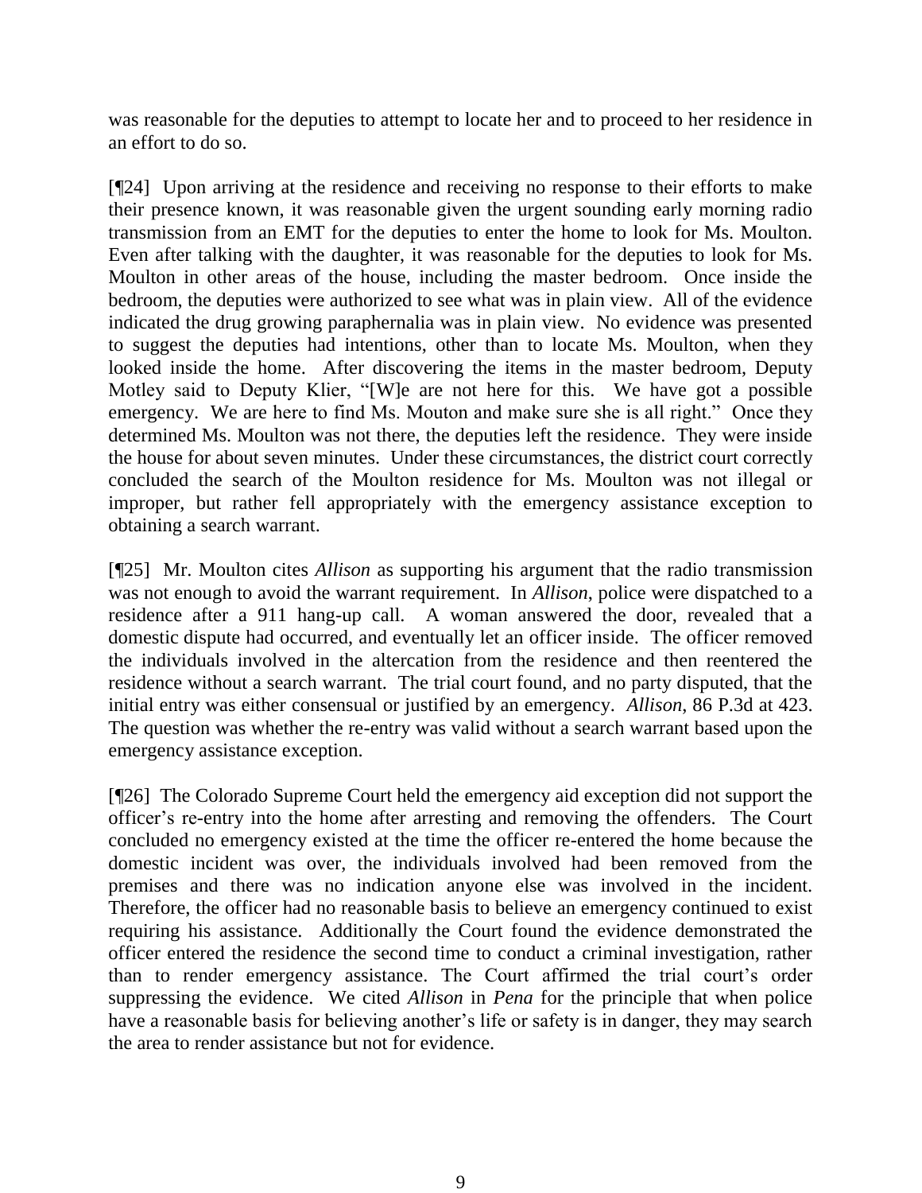was reasonable for the deputies to attempt to locate her and to proceed to her residence in an effort to do so.

[¶24] Upon arriving at the residence and receiving no response to their efforts to make their presence known, it was reasonable given the urgent sounding early morning radio transmission from an EMT for the deputies to enter the home to look for Ms. Moulton. Even after talking with the daughter, it was reasonable for the deputies to look for Ms. Moulton in other areas of the house, including the master bedroom. Once inside the bedroom, the deputies were authorized to see what was in plain view. All of the evidence indicated the drug growing paraphernalia was in plain view. No evidence was presented to suggest the deputies had intentions, other than to locate Ms. Moulton, when they looked inside the home. After discovering the items in the master bedroom, Deputy Motley said to Deputy Klier, "[W]e are not here for this. We have got a possible emergency. We are here to find Ms. Mouton and make sure she is all right." Once they determined Ms. Moulton was not there, the deputies left the residence. They were inside the house for about seven minutes. Under these circumstances, the district court correctly concluded the search of the Moulton residence for Ms. Moulton was not illegal or improper, but rather fell appropriately with the emergency assistance exception to obtaining a search warrant.

[¶25] Mr. Moulton cites *Allison* as supporting his argument that the radio transmission was not enough to avoid the warrant requirement. In *Allison*, police were dispatched to a residence after a 911 hang-up call. A woman answered the door, revealed that a domestic dispute had occurred, and eventually let an officer inside. The officer removed the individuals involved in the altercation from the residence and then reentered the residence without a search warrant. The trial court found, and no party disputed, that the initial entry was either consensual or justified by an emergency. *Allison*, 86 P.3d at 423. The question was whether the re-entry was valid without a search warrant based upon the emergency assistance exception.

[¶26] The Colorado Supreme Court held the emergency aid exception did not support the officer's re-entry into the home after arresting and removing the offenders. The Court concluded no emergency existed at the time the officer re-entered the home because the domestic incident was over, the individuals involved had been removed from the premises and there was no indication anyone else was involved in the incident. Therefore, the officer had no reasonable basis to believe an emergency continued to exist requiring his assistance. Additionally the Court found the evidence demonstrated the officer entered the residence the second time to conduct a criminal investigation, rather than to render emergency assistance. The Court affirmed the trial court's order suppressing the evidence. We cited *Allison* in *Pena* for the principle that when police have a reasonable basis for believing another's life or safety is in danger, they may search the area to render assistance but not for evidence.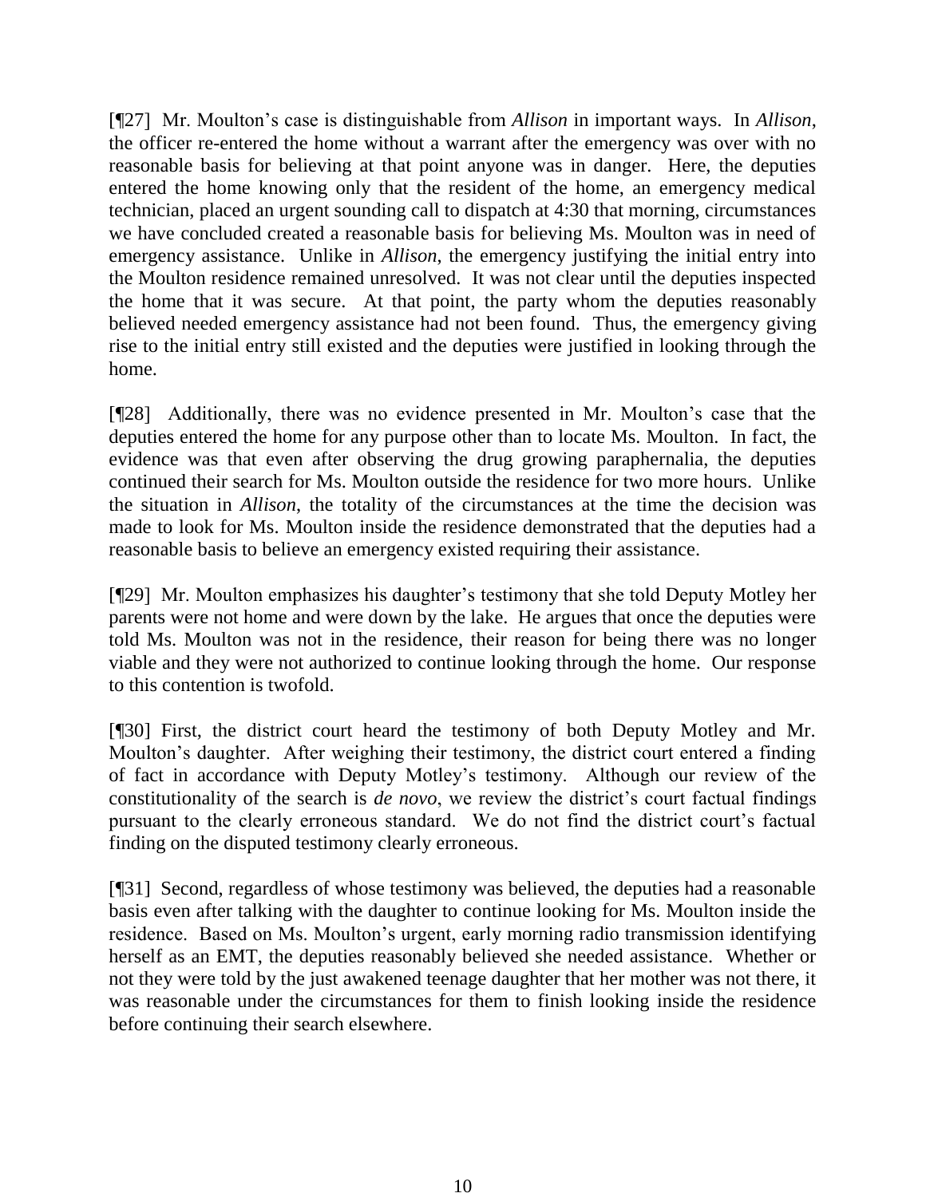[¶27] Mr. Moulton's case is distinguishable from *Allison* in important ways. In *Allison*, the officer re-entered the home without a warrant after the emergency was over with no reasonable basis for believing at that point anyone was in danger. Here, the deputies entered the home knowing only that the resident of the home, an emergency medical technician, placed an urgent sounding call to dispatch at 4:30 that morning, circumstances we have concluded created a reasonable basis for believing Ms. Moulton was in need of emergency assistance. Unlike in *Allison*, the emergency justifying the initial entry into the Moulton residence remained unresolved. It was not clear until the deputies inspected the home that it was secure. At that point, the party whom the deputies reasonably believed needed emergency assistance had not been found. Thus, the emergency giving rise to the initial entry still existed and the deputies were justified in looking through the home.

[¶28] Additionally, there was no evidence presented in Mr. Moulton's case that the deputies entered the home for any purpose other than to locate Ms. Moulton. In fact, the evidence was that even after observing the drug growing paraphernalia, the deputies continued their search for Ms. Moulton outside the residence for two more hours. Unlike the situation in *Allison*, the totality of the circumstances at the time the decision was made to look for Ms. Moulton inside the residence demonstrated that the deputies had a reasonable basis to believe an emergency existed requiring their assistance.

[¶29] Mr. Moulton emphasizes his daughter's testimony that she told Deputy Motley her parents were not home and were down by the lake. He argues that once the deputies were told Ms. Moulton was not in the residence, their reason for being there was no longer viable and they were not authorized to continue looking through the home. Our response to this contention is twofold.

[¶30] First, the district court heard the testimony of both Deputy Motley and Mr. Moulton's daughter. After weighing their testimony, the district court entered a finding of fact in accordance with Deputy Motley's testimony. Although our review of the constitutionality of the search is *de novo*, we review the district's court factual findings pursuant to the clearly erroneous standard. We do not find the district court's factual finding on the disputed testimony clearly erroneous.

[¶31] Second, regardless of whose testimony was believed, the deputies had a reasonable basis even after talking with the daughter to continue looking for Ms. Moulton inside the residence. Based on Ms. Moulton's urgent, early morning radio transmission identifying herself as an EMT, the deputies reasonably believed she needed assistance. Whether or not they were told by the just awakened teenage daughter that her mother was not there, it was reasonable under the circumstances for them to finish looking inside the residence before continuing their search elsewhere.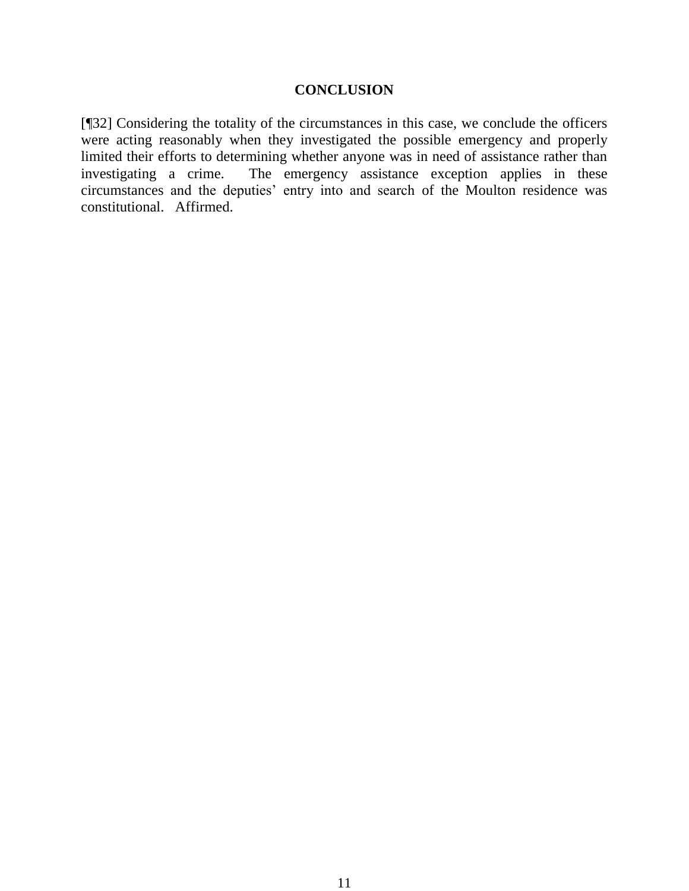## CONCLUSION

[¶32] Considering the totality of the circumstances in this case, we conclude the officers were acting reasonably when they investigated the possible emergency and properly limited their efforts to determining whether anyone was in need of assistance rather than investigating a crime. The emergency assistance exception applies in these circumstances and the deputies' entry into and search of the Moulton residence was constitutional. Affirmed.